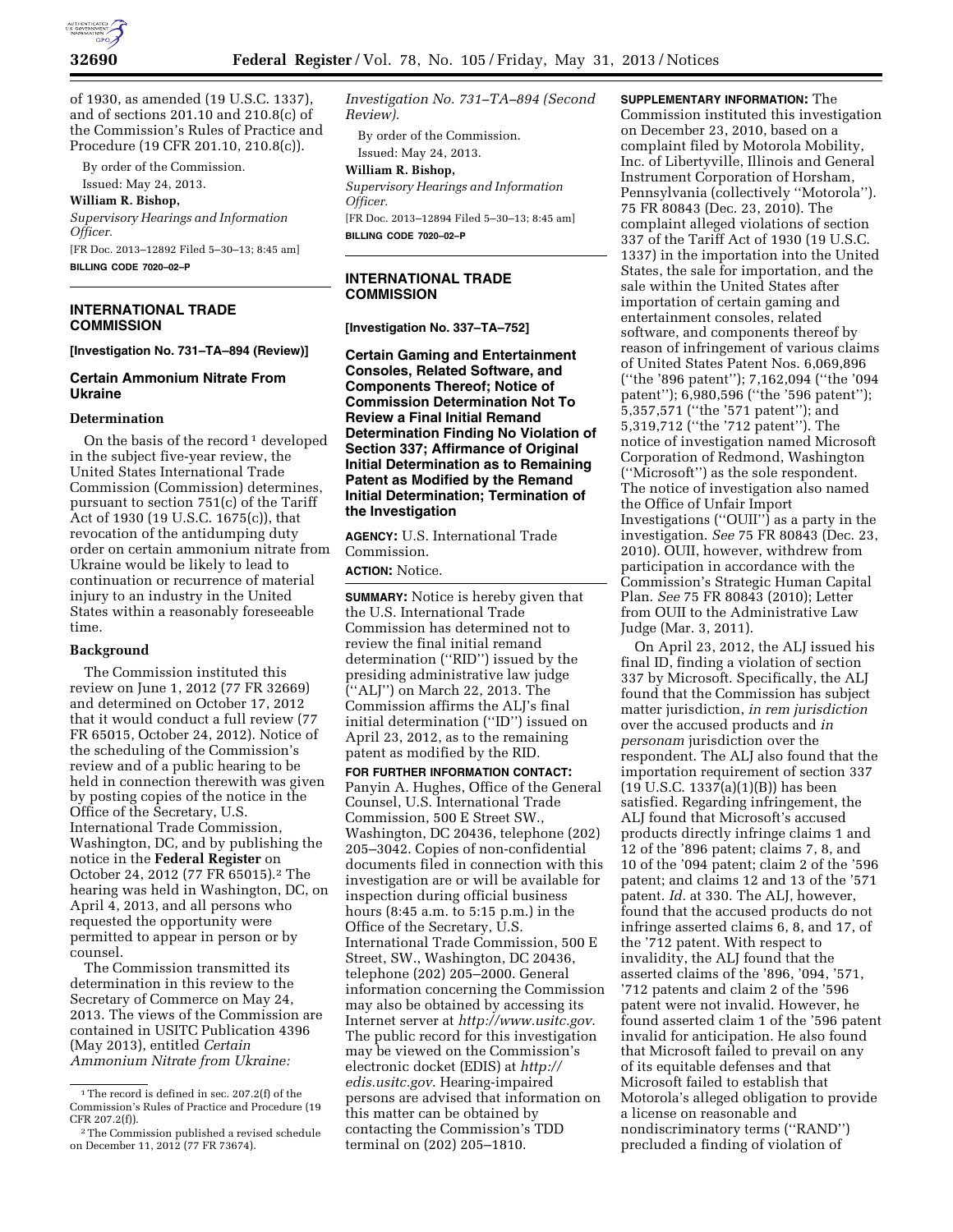of 1930, as amended (19 U.S.C. 1337), and of sections 201.10 and 210.8(c) of the Commission's Rules of Practice and Procedure (19 CFR 201.10, 210.8(c)).

By order of the Commission.

Issued: May 24, 2013.

**William R. Bishop,**

*Supervisory Hearings and Information Officer.*

[FR Doc. 2013–12892 Filed 5–30–13; 8:45 am]

**BILLING CODE 7020–02–P**

---

## INTERNATIONAL TRADE COMMISSION

**[Investigation No. 731–TA–894 (Review)]**

### Certain Ammonium Nitrate From Ukraine

#### Determination

On the basis of the record [1] developed in the subject five-year review, the United States International Trade Commission (Commission) determines, pursuant to section 751(c) of the Tariff Act of 1930 (19 U.S.C. 1675(c)), that revocation of the antidumping duty order on certain ammonium nitrate from Ukraine would be likely to lead to continuation or recurrence of material injury to an industry in the United States within a reasonably foreseeable time.

#### Background

The Commission instituted this review on June 1, 2012 (77 FR 32669) and determined on October 17, 2012 that it would conduct a full review (77 FR 65015, October 24, 2012). Notice of the scheduling of the Commission's review and of a public hearing to be held in connection therewith was given by posting copies of the notice in the Office of the Secretary, U.S. International Trade Commission, Washington, DC, and by publishing the notice in the **Federal Register** on October 24, 2012 (77 FR 65015).[2] The hearing was held in Washington, DC, on April 4, 2013, and all persons who requested the opportunity were permitted to appear in person or by counsel.

The Commission transmitted its determination in this review to the Secretary of Commerce on May 24, 2013. The views of the Commission are contained in USITC Publication 4396 (May 2013), entitled *Certain Ammonium Nitrate from Ukraine: Investigation No. 731–TA–894 (Second Review).*

By order of the Commission.

Issued: May 24, 2013.

**William R. Bishop,**

*Supervisory Hearings and Information Officer.*

[FR Doc. 2013–12894 Filed 5–30–13; 8:45 am]

**BILLING CODE 7020–02–P**

[1] The record is defined in sec. 207.2(f) of the Commission's Rules of Practice and Procedure (19 CFR 207.2(f)).

[2] The Commission published a revised schedule on December 11, 2012 (77 FR 73674).

---

## INTERNATIONAL TRADE COMMISSION

**[Investigation No. 337–TA–752]**

### Certain Gaming and Entertainment Consoles, Related Software, and Components Thereof; Notice of Commission Determination Not To Review a Final Initial Remand Determination Finding No Violation of Section 337; Affirmance of Original Initial Determination as to Remaining Patent as Modified by the Remand Initial Determination; Termination of the Investigation

**AGENCY:** U.S. International Trade Commission.

**ACTION:** Notice.

**SUMMARY:** Notice is hereby given that the U.S. International Trade Commission has determined not to review the final initial remand determination ("RID") issued by the presiding administrative law judge ("ALJ") on March 22, 2013. The Commission affirms the ALJ's final initial determination ("ID") issued on April 23, 2012, as to the remaining patent as modified by the RID.

**FOR FURTHER INFORMATION CONTACT:** Panyin A. Hughes, Office of the General Counsel, U.S. International Trade Commission, 500 E Street SW., Washington, DC 20436, telephone (202) 205–3042. Copies of non-confidential documents filed in connection with this investigation are or will be available for inspection during official business hours (8:45 a.m. to 5:15 p.m.) in the Office of the Secretary, U.S. International Trade Commission, 500 E Street, SW., Washington, DC 20436, telephone (202) 205–2000. General information concerning the Commission may also be obtained by accessing its Internet server at *http://www.usitc.gov*. The public record for this investigation may be viewed on the Commission's electronic docket (EDIS) at *http://edis.usitc.gov*. Hearing-impaired persons are advised that information on this matter can be obtained by contacting the Commission's TDD terminal on (202) 205–1810.

**SUPPLEMENTARY INFORMATION:** The Commission instituted this investigation on December 23, 2010, based on a complaint filed by Motorola Mobility, Inc. of Libertyville, Illinois and General Instrument Corporation of Horsham, Pennsylvania (collectively "Motorola"). 75 FR 80843 (Dec. 23, 2010). The complaint alleged violations of section 337 of the Tariff Act of 1930 (19 U.S.C. 1337) in the importation into the United States, the sale for importation, and the sale within the United States after importation of certain gaming and entertainment consoles, related software, and components thereof by reason of infringement of various claims of United States Patent Nos. 6,069,896 ("the '896 patent"); 7,162,094 ("the '094 patent"); 6,980,596 ("the '596 patent"); 5,357,571 ("the '571 patent"); and 5,319,712 ("the '712 patent"). The notice of investigation named Microsoft Corporation of Redmond, Washington ("Microsoft") as the sole respondent. The notice of investigation also named the Office of Unfair Import Investigations ("OUII") as a party in the investigation. *See* 75 FR 80843 (Dec. 23, 2010). OUII, however, withdrew from participation in accordance with the Commission's Strategic Human Capital Plan. *See* 75 FR 80843 (2010); Letter from OUII to the Administrative Law Judge (Mar. 3, 2011).

On April 23, 2012, the ALJ issued his final ID, finding a violation of section 337 by Microsoft. Specifically, the ALJ found that the Commission has subject matter jurisdiction, *in rem jurisdiction* over the accused products and *in personam* jurisdiction over the respondent. The ALJ also found that the importation requirement of section 337 (19 U.S.C. 1337(a)(1)(B)) has been satisfied. Regarding infringement, the ALJ found that Microsoft's accused products directly infringe claims 1 and 12 of the '896 patent; claims 7, 8, and 10 of the '094 patent; claim 2 of the '596 patent; and claims 12 and 13 of the '571 patent. *Id.* at 330. The ALJ, however, found that the accused products do not infringe asserted claims 6, 8, and 17, of the '712 patent. With respect to invalidity, the ALJ found that the asserted claims of the '896, '094, '571, '712 patents and claim 2 of the '596 patent were not invalid. However, he found asserted claim 1 of the '596 patent invalid for anticipation. He also found that Microsoft failed to prevail on any of its equitable defenses and that Microsoft failed to establish that Motorola's alleged obligation to provide a license on reasonable and nondiscriminatory terms ("RAND") precluded a finding of violation of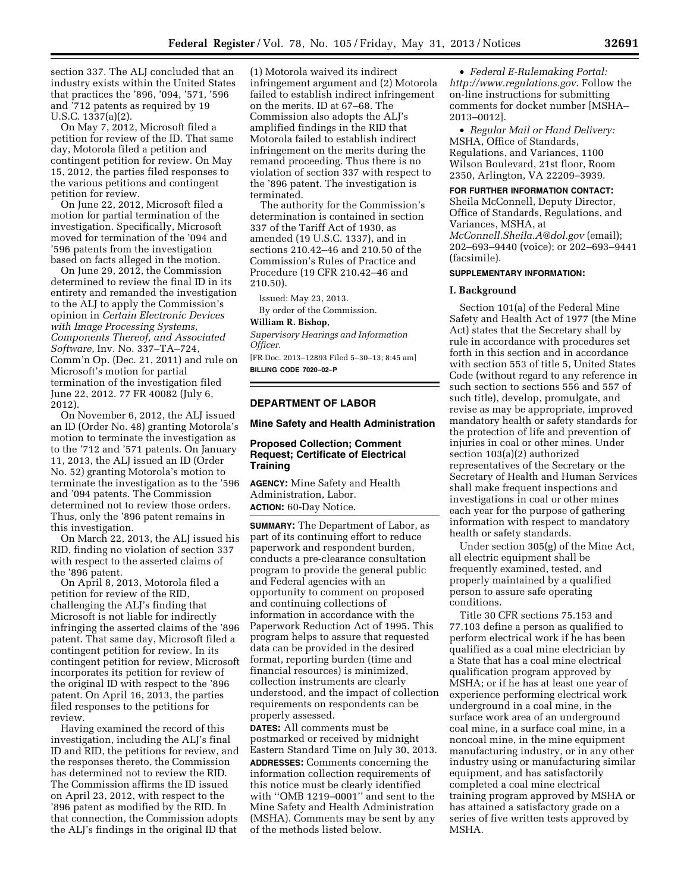section 337. The ALJ concluded that an industry exists within the United States that practices the '896, '094, '571, '596 and '712 patents as required by 19 U.S.C. 1337(a)(2).

On May 7, 2012, Microsoft filed a petition for review of the ID. That same day, Motorola filed a petition and contingent petition for review. On May 15, 2012, the parties filed responses to the various petitions and contingent petition for review.

On June 22, 2012, Microsoft filed a motion for partial termination of the investigation. Specifically, Microsoft moved for termination of the '094 and '596 patents from the investigation based on facts alleged in the motion.

On June 29, 2012, the Commission determined to review the final ID in its entirety and remanded the investigation to the ALJ to apply the Commission's opinion in *Certain Electronic Devices with Image Processing Systems, Components Thereof, and Associated Software,* Inv. No. 337–TA–724, Comm'n Op. (Dec. 21, 2011) and rule on Microsoft's motion for partial termination of the investigation filed June 22, 2012. 77 FR 40082 (July 6, 2012).

On November 6, 2012, the ALJ issued an ID (Order No. 48) granting Motorola's motion to terminate the investigation as to the '712 and '571 patents. On January 11, 2013, the ALJ issued an ID (Order No. 52) granting Motorola's motion to terminate the investigation as to the '596 and '094 patents. The Commission determined not to review those orders. Thus, only the '896 patent remains in this investigation.

On March 22, 2013, the ALJ issued his RID, finding no violation of section 337 with respect to the asserted claims of the '896 patent.

On April 8, 2013, Motorola filed a petition for review of the RID, challenging the ALJ's finding that Microsoft is not liable for indirectly infringing the asserted claims of the '896 patent. That same day, Microsoft filed a contingent petition for review. In its contingent petition for review, Microsoft incorporates its petition for review of the original ID with respect to the '896 patent. On April 16, 2013, the parties filed responses to the petitions for review.

Having examined the record of this investigation, including the ALJ's final ID and RID, the petitions for review, and the responses thereto, the Commission has determined not to review the RID. The Commission affirms the ID issued on April 23, 2012, with respect to the '896 patent as modified by the RID. In that connection, the Commission adopts the ALJ's findings in the original ID that (1) Motorola waived its indirect infringement argument and (2) Motorola failed to establish indirect infringement on the merits. ID at 67–68. The Commission also adopts the ALJ's amplified findings in the RID that Motorola failed to establish indirect infringement on the merits during the remand proceeding. Thus there is no violation of section 337 with respect to the '896 patent. The investigation is terminated.

The authority for the Commission's determination is contained in section 337 of the Tariff Act of 1930, as amended (19 U.S.C. 1337), and in sections 210.42–46 and 210.50 of the Commission's Rules of Practice and Procedure (19 CFR 210.42–46 and 210.50).

Issued: May 23, 2013.

By order of the Commission.

**William R. Bishop,**

*Supervisory Hearings and Information Officer.*

[FR Doc. 2013–12893 Filed 5–30–13; 8:45 am]

**BILLING CODE 7020–02–P**

## DEPARTMENT OF LABOR

### Mine Safety and Health Administration

### Proposed Collection; Comment Request; Certificate of Electrical Training

**AGENCY:** Mine Safety and Health Administration, Labor.

**ACTION:** 60-Day Notice.

**SUMMARY:** The Department of Labor, as part of its continuing effort to reduce paperwork and respondent burden, conducts a pre-clearance consultation program to provide the general public and Federal agencies with an opportunity to comment on proposed and continuing collections of information in accordance with the Paperwork Reduction Act of 1995. This program helps to assure that requested data can be provided in the desired format, reporting burden (time and financial resources) is minimized, collection instruments are clearly understood, and the impact of collection requirements on respondents can be properly assessed.

**DATES:** All comments must be postmarked or received by midnight Eastern Standard Time on July 30, 2013.

**ADDRESSES:** Comments concerning the information collection requirements of this notice must be clearly identified with ''OMB 1219–0001'' and sent to the Mine Safety and Health Administration (MSHA). Comments may be sent by any of the methods listed below.

- *Federal E-Rulemaking Portal: http://www.regulations.gov.* Follow the on-line instructions for submitting comments for docket number [MSHA–2013–0012].
- *Regular Mail or Hand Delivery:* MSHA, Office of Standards, Regulations, and Variances, 1100 Wilson Boulevard, 21st floor, Room 2350, Arlington, VA 22209–3939.

**FOR FURTHER INFORMATION CONTACT:** Sheila McConnell, Deputy Director, Office of Standards, Regulations, and Variances, MSHA, at *McConnell.Sheila.A@dol.gov* (email); 202–693–9440 (voice); or 202–693–9441 (facsimile).

**SUPPLEMENTARY INFORMATION:**

**I. Background**

Section 101(a) of the Federal Mine Safety and Health Act of 1977 (the Mine Act) states that the Secretary shall by rule in accordance with procedures set forth in this section and in accordance with section 553 of title 5, United States Code (without regard to any reference in such section to sections 556 and 557 of such title), develop, promulgate, and revise as may be appropriate, improved mandatory health or safety standards for the protection of life and prevention of injuries in coal or other mines. Under section 103(a)(2) authorized representatives of the Secretary or the Secretary of Health and Human Services shall make frequent inspections and investigations in coal or other mines each year for the purpose of gathering information with respect to mandatory health or safety standards.

Under section 305(g) of the Mine Act, all electric equipment shall be frequently examined, tested, and properly maintained by a qualified person to assure safe operating conditions.

Title 30 CFR sections 75.153 and 77.103 define a person as qualified to perform electrical work if he has been qualified as a coal mine electrician by a State that has a coal mine electrical qualification program approved by MSHA; or if he has at least one year of experience performing electrical work underground in a coal mine, in the surface work area of an underground coal mine, in a surface coal mine, in a noncoal mine, in the mine equipment manufacturing industry, or in any other industry using or manufacturing similar equipment, and has satisfactorily completed a coal mine electrical training program approved by MSHA or has attained a satisfactory grade on a series of five written tests approved by MSHA.